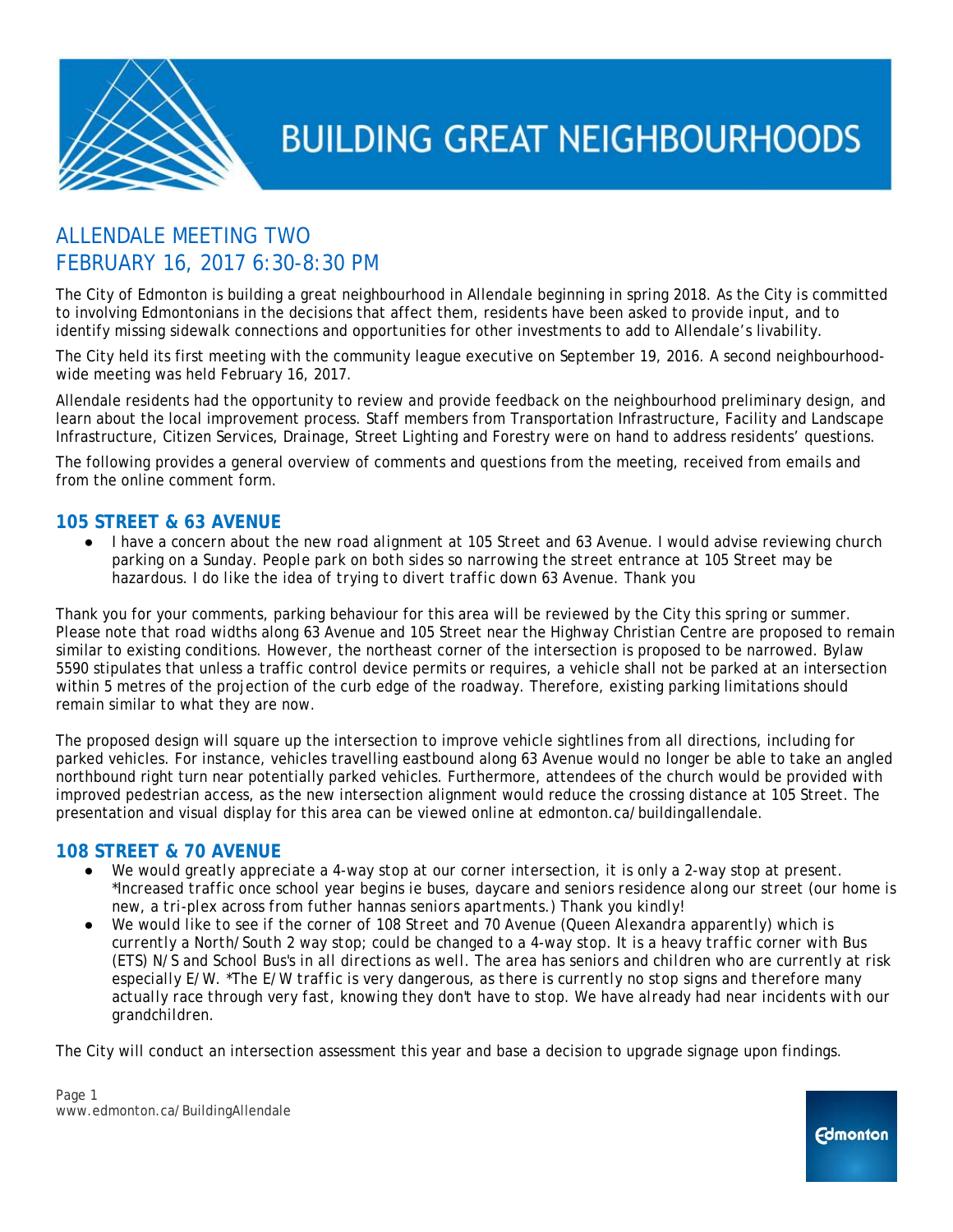# BUILDING GREAT NEIGHBOURHOODS

## ALLENDALE MEETING TWO
## FEBRUARY 16, 2017 6:30-8:30 PM

The City of Edmonton is building a great neighbourhood in Allendale beginning in spring 2018. As the City is committed to involving Edmontonians in the decisions that affect them, residents have been asked to provide input, and to identify missing sidewalk connections and opportunities for other investments to add to Allendale's livability.

The City held its first meeting with the community league executive on September 19, 2016. A second neighbourhood-wide meeting was held February 16, 2017.

Allendale residents had the opportunity to review and provide feedback on the neighbourhood preliminary design, and learn about the local improvement process. Staff members from Transportation Infrastructure, Facility and Landscape Infrastructure, Citizen Services, Drainage, Street Lighting and Forestry were on hand to address residents' questions.

The following provides a general overview of comments and questions from the meeting, received from emails and from the online comment form.

### 105 STREET & 63 AVENUE

- *I have a concern about the new road alignment at 105 Street and 63 Avenue. I would advise reviewing church parking on a Sunday. People park on both sides so narrowing the street entrance at 105 Street may be hazardous. I do like the idea of trying to divert traffic down 63 Avenue. Thank you*

Thank you for your comments, parking behaviour for this area will be reviewed by the City this spring or summer. Please note that road widths along 63 Avenue and 105 Street near the Highway Christian Centre are proposed to remain similar to existing conditions. However, the northeast corner of the intersection is proposed to be narrowed. Bylaw 5590 stipulates that unless a traffic control device permits or requires, a vehicle shall not be parked at an intersection within 5 metres of the projection of the curb edge of the roadway. Therefore, existing parking limitations should remain similar to what they are now.

The proposed design will square up the intersection to improve vehicle sightlines from all directions, including for parked vehicles. For instance, vehicles travelling eastbound along 63 Avenue would no longer be able to take an angled northbound right turn near potentially parked vehicles. Furthermore, attendees of the church would be provided with improved pedestrian access, as the new intersection alignment would reduce the crossing distance at 105 Street. The presentation and visual display for this area can be viewed online at edmonton.ca/buildingallendale.

### 108 STREET & 70 AVENUE

- *We would greatly appreciate a 4-way stop at our corner intersection, it is only a 2-way stop at present. *Increased traffic once school year begins ie buses, daycare and seniors residence along our street (our home is new, a tri-plex across from futher hannas seniors apartments.) Thank you kindly!*
- *We would like to see if the corner of 108 Street and 70 Avenue (Queen Alexandra apparently) which is currently a North/South 2 way stop; could be changed to a 4-way stop. It is a heavy traffic corner with Bus (ETS) N/S and School Bus's in all directions as well. The area has seniors and children who are currently at risk especially E/W. *The E/W traffic is very dangerous, as there is currently no stop signs and therefore many actually race through very fast, knowing they don't have to stop. We have already had near incidents with our grandchildren.*

The City will conduct an intersection assessment this year and base a decision to upgrade signage upon findings.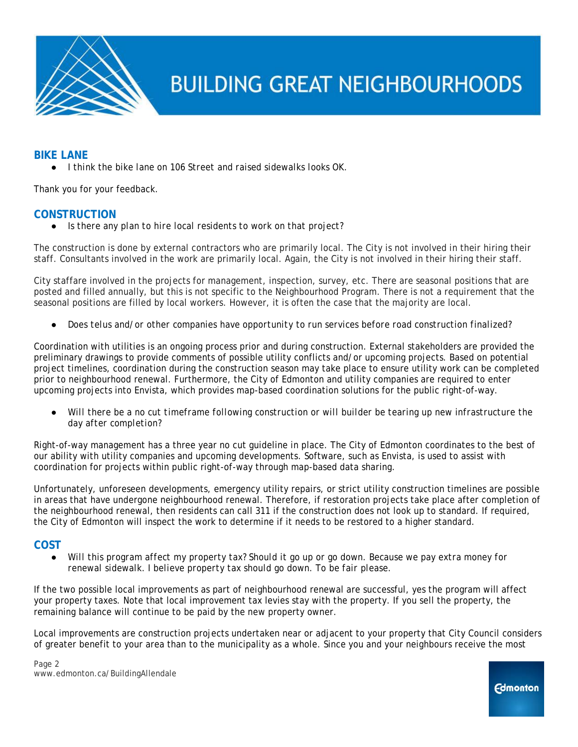## BIKE LANE

- I think the bike lane on 106 Street and raised sidewalks looks OK.

Thank you for your feedback.

## CONSTRUCTION

- Is there any plan to hire local residents to work on that project?

The construction is done by external contractors who are primarily local. The City is not involved in their hiring their staff. Consultants involved in the work are primarily local. Again, the City is not involved in their hiring their staff.

City staffare involved in the projects for management, inspection, survey, etc. There are seasonal positions that are posted and filled annually, but this is not specific to the Neighbourhood Program. There is not a requirement that the seasonal positions are filled by local workers. However, it is often the case that the majority are local.

- Does telus and/or other companies have opportunity to run services before road construction finalized?

Coordination with utilities is an ongoing process prior and during construction. External stakeholders are provided the preliminary drawings to provide comments of possible utility conflicts and/or upcoming projects. Based on potential project timelines, coordination during the construction season may take place to ensure utility work can be completed prior to neighbourhood renewal. Furthermore, the City of Edmonton and utility companies are required to enter upcoming projects into Envista, which provides map-based coordination solutions for the public right-of-way.

- Will there be a no cut timeframe following construction or will builder be tearing up new infrastructure the day after completion?

Right-of-way management has a three year no cut guideline in place. The City of Edmonton coordinates to the best of our ability with utility companies and upcoming developments. Software, such as Envista, is used to assist with coordination for projects within public right-of-way through map-based data sharing.

Unfortunately, unforeseen developments, emergency utility repairs, or strict utility construction timelines are possible in areas that have undergone neighbourhood renewal. Therefore, if restoration projects take place after completion of the neighbourhood renewal, then residents can call 311 if the construction does not look up to standard. If required, the City of Edmonton will inspect the work to determine if it needs to be restored to a higher standard.

## COST

- Will this program affect my property tax? Should it go up or go down. Because we pay extra money for renewal sidewalk. I believe property tax should go down. To be fair please.

If the two possible local improvements as part of neighbourhood renewal are successful, yes the program will affect your property taxes. Note that local improvement tax levies stay with the property. If you sell the property, the remaining balance will continue to be paid by the new property owner.

Local improvements are construction projects undertaken near or adjacent to your property that City Council considers of greater benefit to your area than to the municipality as a whole. Since you and your neighbours receive the most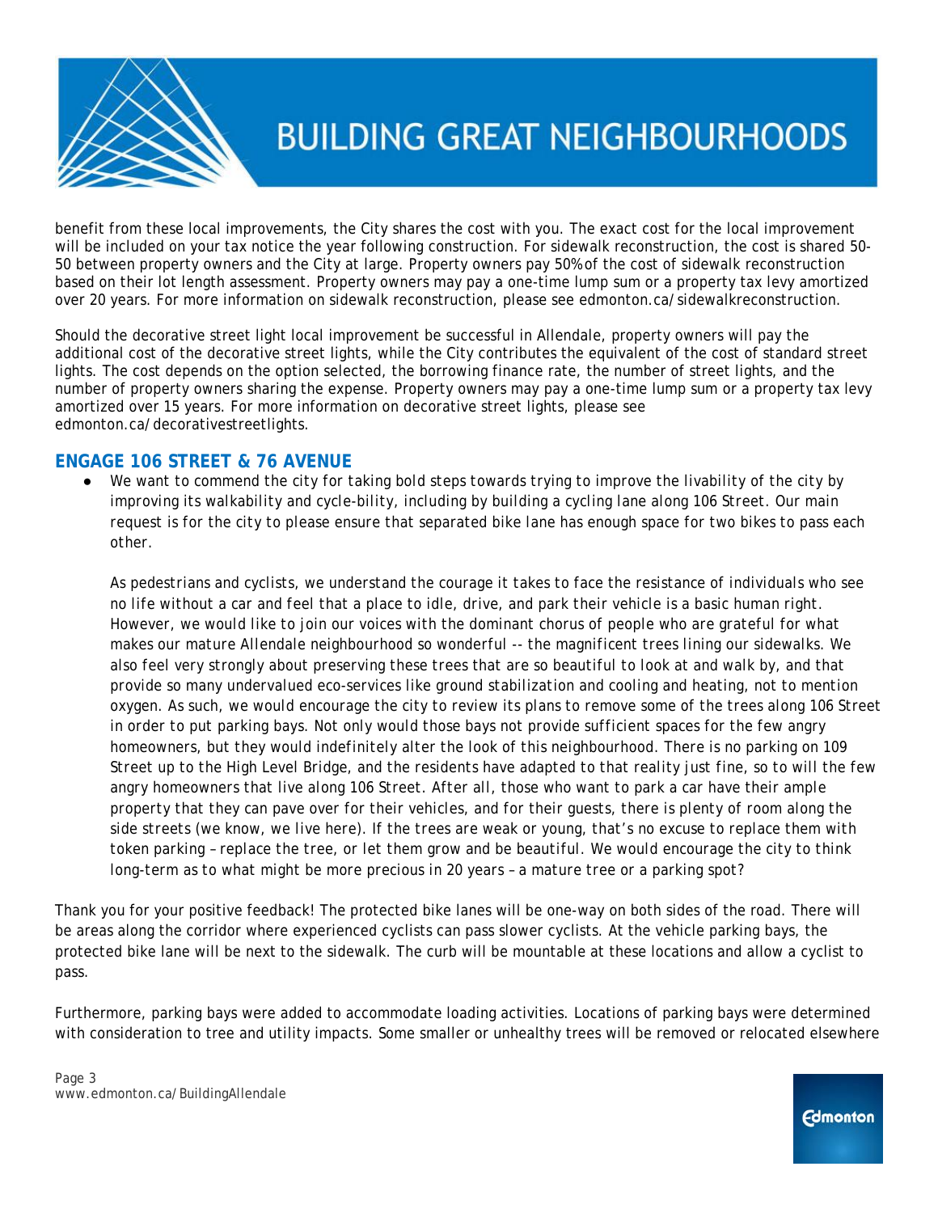benefit from these local improvements, the City shares the cost with you. The exact cost for the local improvement will be included on your tax notice the year following construction. For sidewalk reconstruction, the cost is shared 50-50 between property owners and the City at large. Property owners pay 50% of the cost of sidewalk reconstruction based on their lot length assessment. Property owners may pay a one-time lump sum or a property tax levy amortized over 20 years. For more information on sidewalk reconstruction, please see edmonton.ca/sidewalkreconstruction.

Should the decorative street light local improvement be successful in Allendale, property owners will pay the additional cost of the decorative street lights, while the City contributes the equivalent of the cost of standard street lights. The cost depends on the option selected, the borrowing finance rate, the number of street lights, and the number of property owners sharing the expense. Property owners may pay a one-time lump sum or a property tax levy amortized over 15 years. For more information on decorative street lights, please see edmonton.ca/decorativestreetlights.

## ENGAGE 106 STREET & 76 AVENUE

- *We want to commend the city for taking bold steps towards trying to improve the livability of the city by improving its walkability and cycle-bility, including by building a cycling lane along 106 Street. Our main request is for the city to please ensure that separated bike lane has enough space for two bikes to pass each other.*

  *As pedestrians and cyclists, we understand the courage it takes to face the resistance of individuals who see no life without a car and feel that a place to idle, drive, and park their vehicle is a basic human right. However, we would like to join our voices with the dominant chorus of people who are grateful for what makes our mature Allendale neighbourhood so wonderful -- the magnificent trees lining our sidewalks. We also feel very strongly about preserving these trees that are so beautiful to look at and walk by, and that provide so many undervalued eco-services like ground stabilization and cooling and heating, not to mention oxygen. As such, we would encourage the city to review its plans to remove some of the trees along 106 Street in order to put parking bays. Not only would those bays not provide sufficient spaces for the few angry homeowners, but they would indefinitely alter the look of this neighbourhood. There is no parking on 109 Street up to the High Level Bridge, and the residents have adapted to that reality just fine, so to will the few angry homeowners that live along 106 Street. After all, those who want to park a car have their ample property that they can pave over for their vehicles, and for their guests, there is plenty of room along the side streets (we know, we live here). If the trees are weak or young, that's no excuse to replace them with token parking – replace the tree, or let them grow and be beautiful. We would encourage the city to think long-term as to what might be more precious in 20 years – a mature tree or a parking spot?*

Thank you for your positive feedback! The protected bike lanes will be one-way on both sides of the road. There will be areas along the corridor where experienced cyclists can pass slower cyclists. At the vehicle parking bays, the protected bike lane will be next to the sidewalk. The curb will be mountable at these locations and allow a cyclist to pass.

Furthermore, parking bays were added to accommodate loading activities. Locations of parking bays were determined with consideration to tree and utility impacts. Some smaller or unhealthy trees will be removed or relocated elsewhere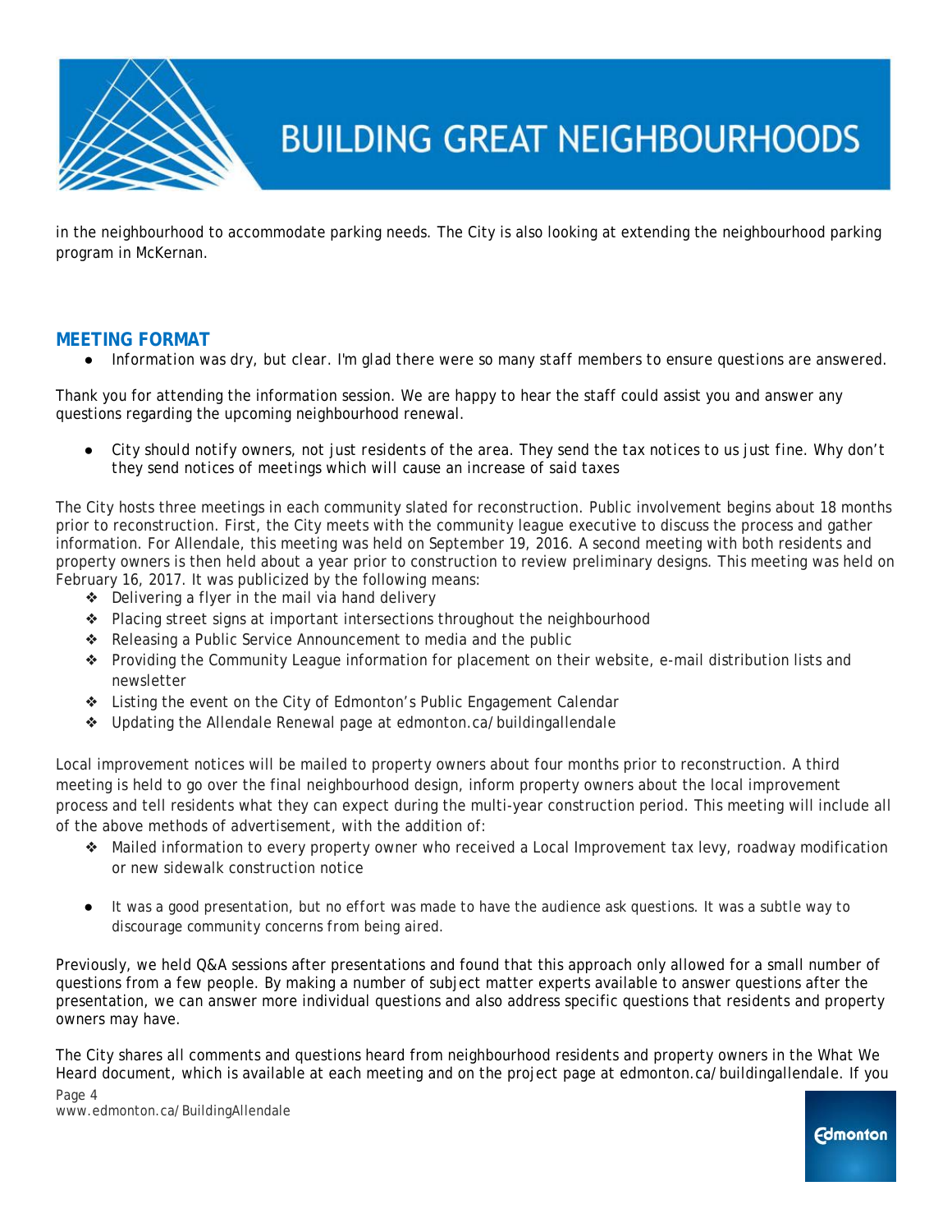in the neighbourhood to accommodate parking needs. The City is also looking at extending the neighbourhood parking program in McKernan.

## MEETING FORMAT

- Information was dry, but clear. I'm glad there were so many staff members to ensure questions are answered.

Thank you for attending the information session. We are happy to hear the staff could assist you and answer any questions regarding the upcoming neighbourhood renewal.

- City should notify owners, not just residents of the area. They send the tax notices to us just fine. Why don't they send notices of meetings which will cause an increase of said taxes

The City hosts three meetings in each community slated for reconstruction. Public involvement begins about 18 months prior to reconstruction. First, the City meets with the community league executive to discuss the process and gather information. For Allendale, this meeting was held on September 19, 2016. A second meeting with both residents and property owners is then held about a year prior to construction to review preliminary designs. This meeting was held on February 16, 2017. It was publicized by the following means:

- Delivering a flyer in the mail via hand delivery
- Placing street signs at important intersections throughout the neighbourhood
- Releasing a Public Service Announcement to media and the public
- Providing the Community League information for placement on their website, e-mail distribution lists and newsletter
- Listing the event on the City of Edmonton's Public Engagement Calendar
- Updating the Allendale Renewal page at edmonton.ca/buildingallendale

Local improvement notices will be mailed to property owners about four months prior to reconstruction. A third meeting is held to go over the final neighbourhood design, inform property owners about the local improvement process and tell residents what they can expect during the multi-year construction period. This meeting will include all of the above methods of advertisement, with the addition of:

- Mailed information to every property owner who received a Local Improvement tax levy, roadway modification or new sidewalk construction notice

- It was a good presentation, but no effort was made to have the audience ask questions. It was a subtle way to discourage community concerns from being aired.

Previously, we held Q&A sessions after presentations and found that this approach only allowed for a small number of questions from a few people. By making a number of subject matter experts available to answer questions after the presentation, we can answer more individual questions and also address specific questions that residents and property owners may have.

The City shares all comments and questions heard from neighbourhood residents and property owners in the What We Heard document, which is available at each meeting and on the project page at edmonton.ca/buildingallendale. If you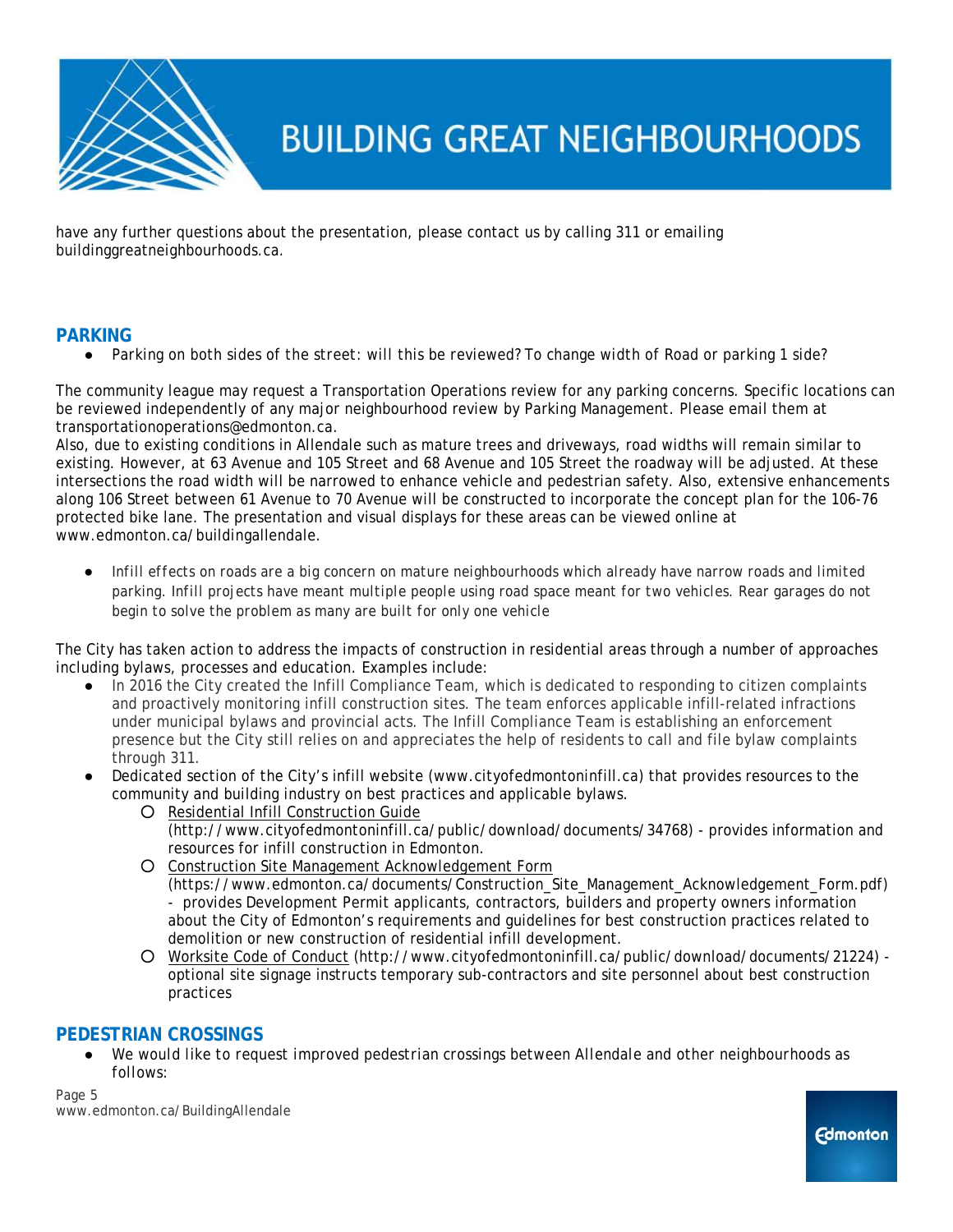have any further questions about the presentation, please contact us by calling 311 or emailing buildinggreatneighbourhoods.ca.

## PARKING

- Parking on both sides of the street: will this be reviewed? To change width of Road or parking 1 side?

The community league may request a Transportation Operations review for any parking concerns. Specific locations can be reviewed independently of any major neighbourhood review by Parking Management. Please email them at transportationoperations@edmonton.ca.
Also, due to existing conditions in Allendale such as mature trees and driveways, road widths will remain similar to existing. However, at 63 Avenue and 105 Street and 68 Avenue and 105 Street the roadway will be adjusted. At these intersections the road width will be narrowed to enhance vehicle and pedestrian safety. Also, extensive enhancements along 106 Street between 61 Avenue to 70 Avenue will be constructed to incorporate the concept plan for the 106-76 protected bike lane. The presentation and visual displays for these areas can be viewed online at www.edmonton.ca/buildingallendale.

- Infill effects on roads are a big concern on mature neighbourhoods which already have narrow roads and limited parking. Infill projects have meant multiple people using road space meant for two vehicles. Rear garages do not begin to solve the problem as many are built for only one vehicle

The City has taken action to address the impacts of construction in residential areas through a number of approaches including bylaws, processes and education. Examples include:

- In 2016 the City created the Infill Compliance Team, which is dedicated to responding to citizen complaints and proactively monitoring infill construction sites. The team enforces applicable infill-related infractions under municipal bylaws and provincial acts. The Infill Compliance Team is establishing an enforcement presence but the City still relies on and appreciates the help of residents to call and file bylaw complaints through 311.
- Dedicated section of the City's infill website (www.cityofedmontoninfill.ca) that provides resources to the community and building industry on best practices and applicable bylaws.
  - Residential Infill Construction Guide (http://www.cityofedmontoninfill.ca/public/download/documents/34768) - provides information and resources for infill construction in Edmonton.
  - Construction Site Management Acknowledgement Form (https://www.edmonton.ca/documents/Construction_Site_Management_Acknowledgement_Form.pdf) - provides Development Permit applicants, contractors, builders and property owners information about the City of Edmonton's requirements and guidelines for best construction practices related to demolition or new construction of residential infill development.
  - Worksite Code of Conduct (http://www.cityofedmontoninfill.ca/public/download/documents/21224) - optional site signage instructs temporary sub-contractors and site personnel about best construction practices

## PEDESTRIAN CROSSINGS

- We would like to request improved pedestrian crossings between Allendale and other neighbourhoods as follows: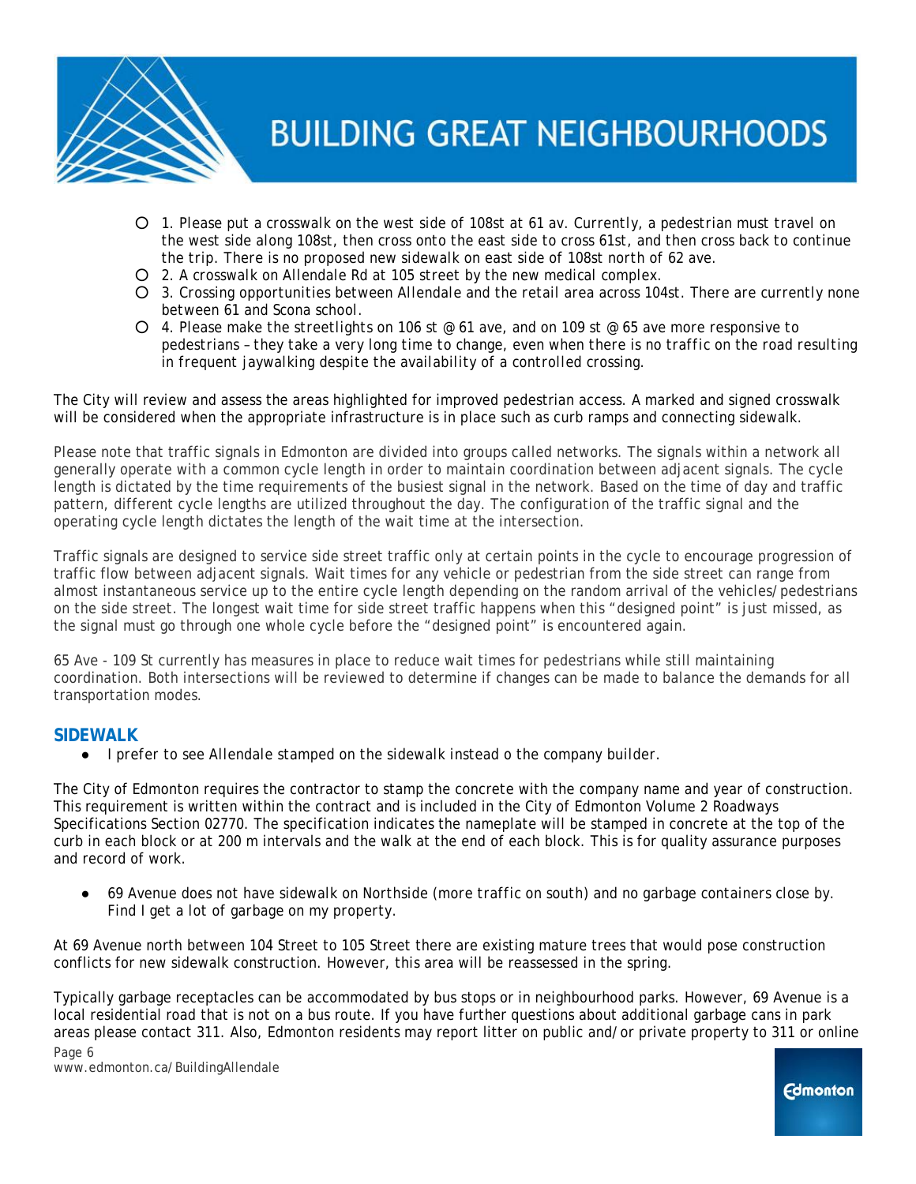- 1. Please put a crosswalk on the west side of 108st at 61 av. Currently, a pedestrian must travel on the west side along 108st, then cross onto the east side to cross 61st, and then cross back to continue the trip. There is no proposed new sidewalk on east side of 108st north of 62 ave.
- 2. A crosswalk on Allendale Rd at 105 street by the new medical complex.
- 3. Crossing opportunities between Allendale and the retail area across 104st. There are currently none between 61 and Scona school.
- 4. Please make the streetlights on 106 st @ 61 ave, and on 109 st @ 65 ave more responsive to pedestrians – they take a very long time to change, even when there is no traffic on the road resulting in frequent jaywalking despite the availability of a controlled crossing.

The City will review and assess the areas highlighted for improved pedestrian access. A marked and signed crosswalk will be considered when the appropriate infrastructure is in place such as curb ramps and connecting sidewalk.

Please note that traffic signals in Edmonton are divided into groups called networks. The signals within a network all generally operate with a common cycle length in order to maintain coordination between adjacent signals. The cycle length is dictated by the time requirements of the busiest signal in the network. Based on the time of day and traffic pattern, different cycle lengths are utilized throughout the day. The configuration of the traffic signal and the operating cycle length dictates the length of the wait time at the intersection.

Traffic signals are designed to service side street traffic only at certain points in the cycle to encourage progression of traffic flow between adjacent signals. Wait times for any vehicle or pedestrian from the side street can range from almost instantaneous service up to the entire cycle length depending on the random arrival of the vehicles/pedestrians on the side street. The longest wait time for side street traffic happens when this "designed point" is just missed, as the signal must go through one whole cycle before the "designed point" is encountered again.

65 Ave - 109 St currently has measures in place to reduce wait times for pedestrians while still maintaining coordination. Both intersections will be reviewed to determine if changes can be made to balance the demands for all transportation modes.

## SIDEWALK

- I prefer to see Allendale stamped on the sidewalk instead o the company builder.

The City of Edmonton requires the contractor to stamp the concrete with the company name and year of construction. This requirement is written within the contract and is included in the City of Edmonton Volume 2 Roadways Specifications Section 02770. The specification indicates the nameplate will be stamped in concrete at the top of the curb in each block or at 200 m intervals and the walk at the end of each block. This is for quality assurance purposes and record of work.

- 69 Avenue does not have sidewalk on Northside (more traffic on south) and no garbage containers close by. Find I get a lot of garbage on my property.

At 69 Avenue north between 104 Street to 105 Street there are existing mature trees that would pose construction conflicts for new sidewalk construction. However, this area will be reassessed in the spring.

Typically garbage receptacles can be accommodated by bus stops or in neighbourhood parks. However, 69 Avenue is a local residential road that is not on a bus route. If you have further questions about additional garbage cans in park areas please contact 311. Also, Edmonton residents may report litter on public and/or private property to 311 or online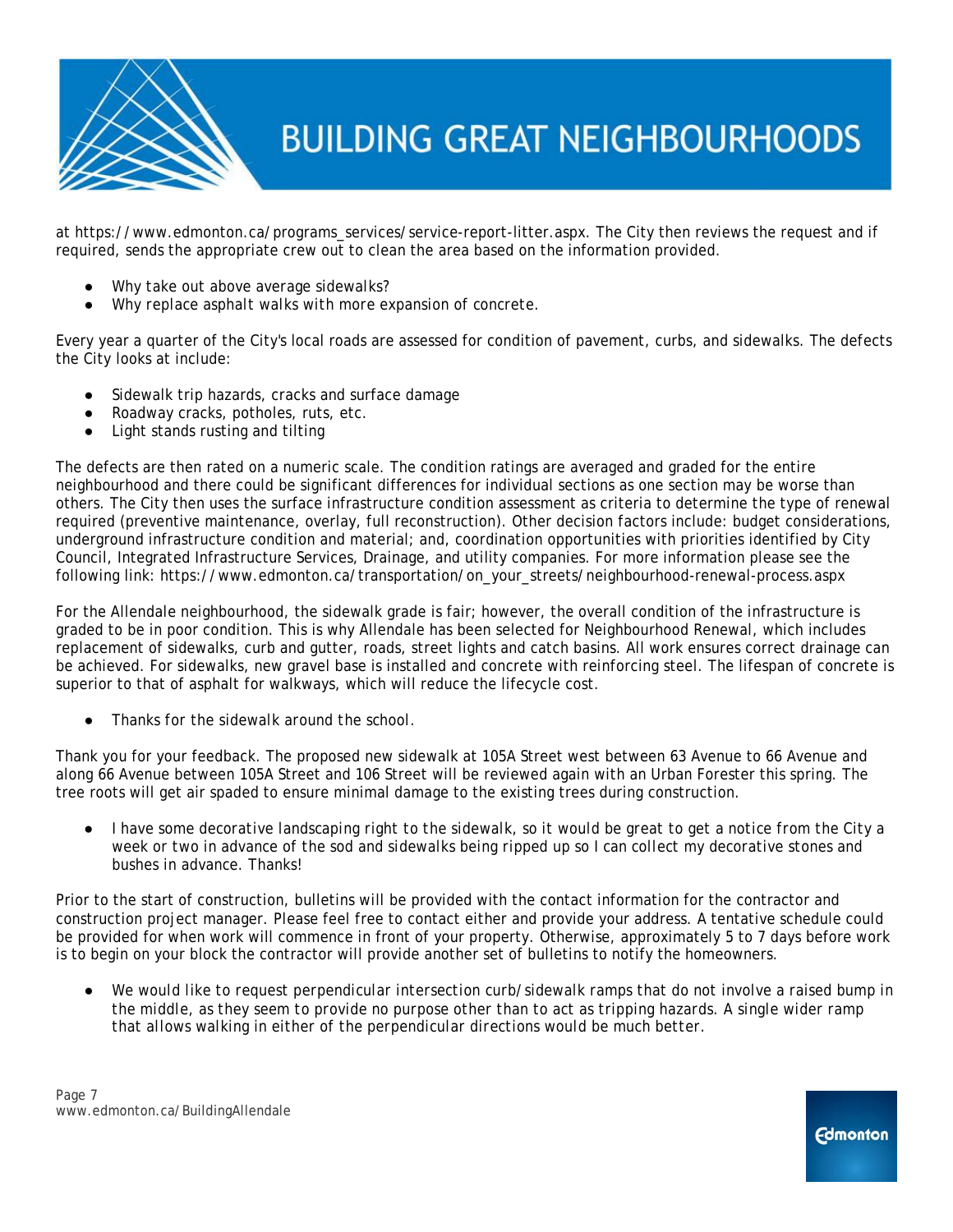at https://www.edmonton.ca/programs_services/service-report-litter.aspx. The City then reviews the request and if required, sends the appropriate crew out to clean the area based on the information provided.

- *Why take out above average sidewalks?*
- *Why replace asphalt walks with more expansion of concrete.*

Every year a quarter of the City's local roads are assessed for condition of pavement, curbs, and sidewalks. The defects the City looks at include:

- Sidewalk trip hazards, cracks and surface damage
- Roadway cracks, potholes, ruts, etc.
- Light stands rusting and tilting

The defects are then rated on a numeric scale. The condition ratings are averaged and graded for the entire neighbourhood and there could be significant differences for individual sections as one section may be worse than others. The City then uses the surface infrastructure condition assessment as criteria to determine the type of renewal required (preventive maintenance, overlay, full reconstruction). Other decision factors include: budget considerations, underground infrastructure condition and material; and, coordination opportunities with priorities identified by City Council, Integrated Infrastructure Services, Drainage, and utility companies. For more information please see the following link: https://www.edmonton.ca/transportation/on_your_streets/neighbourhood-renewal-process.aspx

For the Allendale neighbourhood, the sidewalk grade is fair; however, the overall condition of the infrastructure is graded to be in poor condition. This is why Allendale has been selected for Neighbourhood Renewal, which includes replacement of sidewalks, curb and gutter, roads, street lights and catch basins. All work ensures correct drainage can be achieved. For sidewalks, new gravel base is installed and concrete with reinforcing steel. The lifespan of concrete is superior to that of asphalt for walkways, which will reduce the lifecycle cost.

- *Thanks for the sidewalk around the school.*

Thank you for your feedback. The proposed new sidewalk at 105A Street west between 63 Avenue to 66 Avenue and along 66 Avenue between 105A Street and 106 Street will be reviewed again with an Urban Forester this spring. The tree roots will get air spaded to ensure minimal damage to the existing trees during construction.

- *I have some decorative landscaping right to the sidewalk, so it would be great to get a notice from the City a week or two in advance of the sod and sidewalks being ripped up so I can collect my decorative stones and bushes in advance. Thanks!*

Prior to the start of construction, bulletins will be provided with the contact information for the contractor and construction project manager. Please feel free to contact either and provide your address. A tentative schedule could be provided for when work will commence in front of your property. Otherwise, approximately 5 to 7 days before work is to begin on your block the contractor will provide another set of bulletins to notify the homeowners.

- *We would like to request perpendicular intersection curb/sidewalk ramps that do not involve a raised bump in the middle, as they seem to provide no purpose other than to act as tripping hazards. A single wider ramp that allows walking in either of the perpendicular directions would be much better.*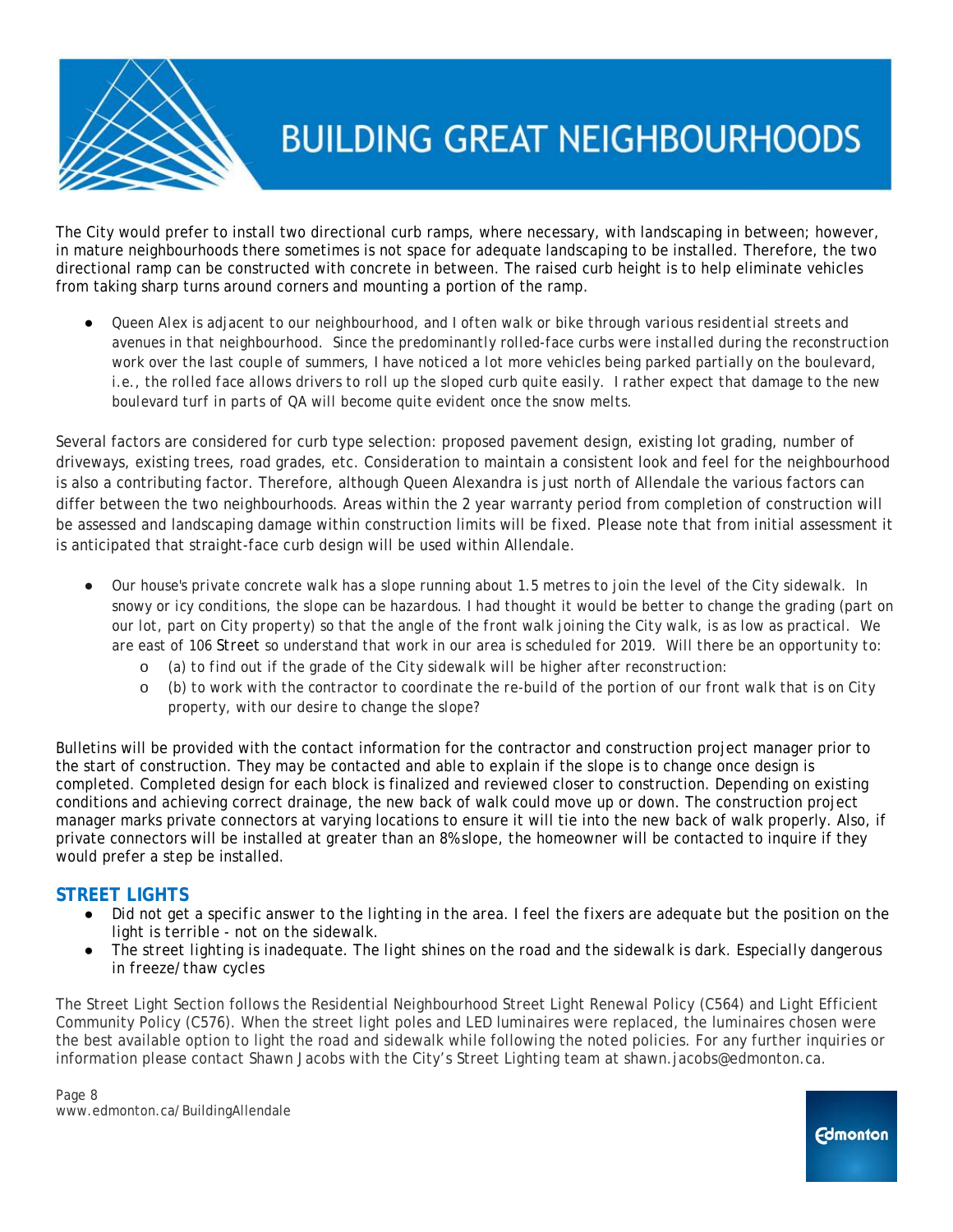The City would prefer to install two directional curb ramps, where necessary, with landscaping in between; however, in mature neighbourhoods there sometimes is not space for adequate landscaping to be installed. Therefore, the two directional ramp can be constructed with concrete in between. The raised curb height is to help eliminate vehicles from taking sharp turns around corners and mounting a portion of the ramp.

- Queen Alex is adjacent to our neighbourhood, and I often walk or bike through various residential streets and avenues in that neighbourhood. Since the predominantly rolled-face curbs were installed during the reconstruction work over the last couple of summers, I have noticed a lot more vehicles being parked partially on the boulevard, i.e., the rolled face allows drivers to roll up the sloped curb quite easily. I rather expect that damage to the new boulevard turf in parts of QA will become quite evident once the snow melts.

Several factors are considered for curb type selection: proposed pavement design, existing lot grading, number of driveways, existing trees, road grades, etc. Consideration to maintain a consistent look and feel for the neighbourhood is also a contributing factor. Therefore, although Queen Alexandra is just north of Allendale the various factors can differ between the two neighbourhoods. Areas within the 2 year warranty period from completion of construction will be assessed and landscaping damage within construction limits will be fixed. Please note that from initial assessment it is anticipated that straight-face curb design will be used within Allendale.

- Our house's private concrete walk has a slope running about 1.5 metres to join the level of the City sidewalk. In snowy or icy conditions, the slope can be hazardous. I had thought it would be better to change the grading (part on our lot, part on City property) so that the angle of the front walk joining the City walk, is as low as practical. We are east of 106 Street so understand that work in our area is scheduled for 2019. Will there be an opportunity to:
  - (a) to find out if the grade of the City sidewalk will be higher after reconstruction:
  - (b) to work with the contractor to coordinate the re-build of the portion of our front walk that is on City property, with our desire to change the slope?

Bulletins will be provided with the contact information for the contractor and construction project manager prior to the start of construction. They may be contacted and able to explain if the slope is to change once design is completed. Completed design for each block is finalized and reviewed closer to construction. Depending on existing conditions and achieving correct drainage, the new back of walk could move up or down. The construction project manager marks private connectors at varying locations to ensure it will tie into the new back of walk properly. Also, if private connectors will be installed at greater than an 8% slope, the homeowner will be contacted to inquire if they would prefer a step be installed.

## STREET LIGHTS

- Did not get a specific answer to the lighting in the area. I feel the fixers are adequate but the position on the light is terrible - not on the sidewalk.
- The street lighting is inadequate. The light shines on the road and the sidewalk is dark. Especially dangerous in freeze/thaw cycles

The Street Light Section follows the Residential Neighbourhood Street Light Renewal Policy (C564) and Light Efficient Community Policy (C576). When the street light poles and LED luminaires were replaced, the luminaires chosen were the best available option to light the road and sidewalk while following the noted policies. For any further inquiries or information please contact Shawn Jacobs with the City's Street Lighting team at shawn.jacobs@edmonton.ca.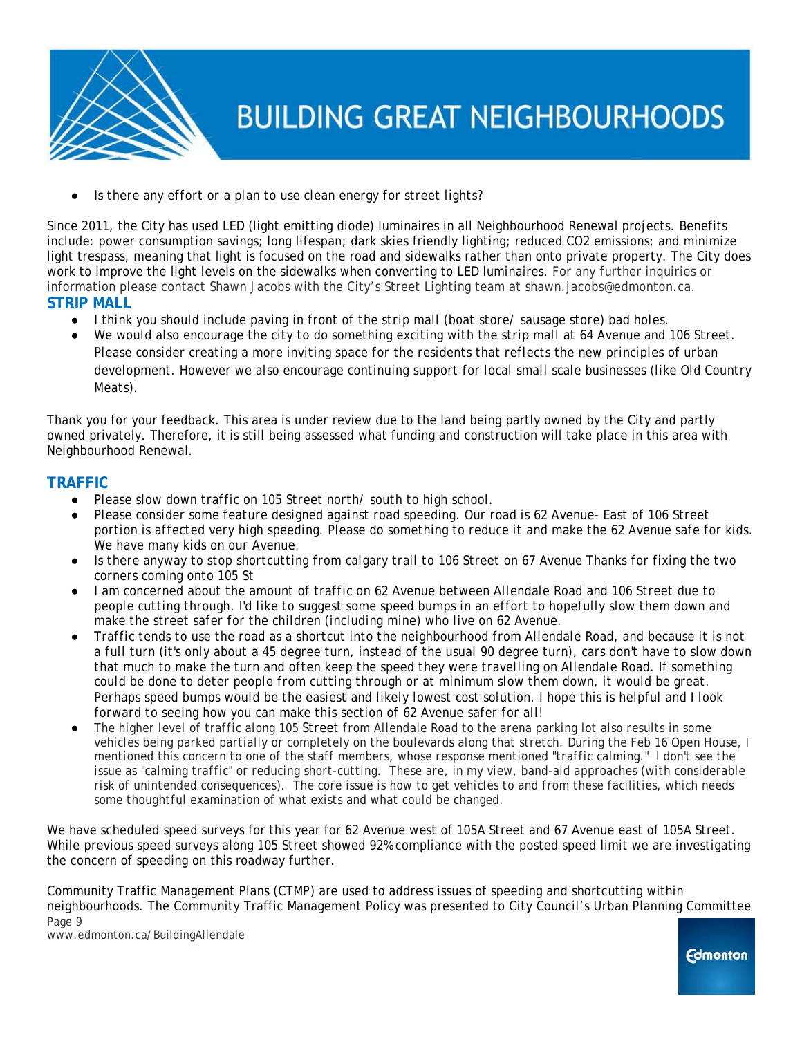- Is there any effort or a plan to use clean energy for street lights?

Since 2011, the City has used LED (light emitting diode) luminaires in all Neighbourhood Renewal projects. Benefits include: power consumption savings; long lifespan; dark skies friendly lighting; reduced CO2 emissions; and minimize light trespass, meaning that light is focused on the road and sidewalks rather than onto private property. The City does work to improve the light levels on the sidewalks when converting to LED luminaires. For any further inquiries or information please contact Shawn Jacobs with the City's Street Lighting team at shawn.jacobs@edmonton.ca.

## STRIP MALL

- I think you should include paving in front of the strip mall (boat store/ sausage store) bad holes.
- We would also encourage the city to do something exciting with the strip mall at 64 Avenue and 106 Street. Please consider creating a more inviting space for the residents that reflects the new principles of urban development. However we also encourage continuing support for local small scale businesses (like Old Country Meats).

Thank you for your feedback. This area is under review due to the land being partly owned by the City and partly owned privately. Therefore, it is still being assessed what funding and construction will take place in this area with Neighbourhood Renewal.

## TRAFFIC

- Please slow down traffic on 105 Street north/ south to high school.
- Please consider some feature designed against road speeding. Our road is 62 Avenue- East of 106 Street portion is affected very high speeding. Please do something to reduce it and make the 62 Avenue safe for kids. We have many kids on our Avenue.
- Is there anyway to stop shortcutting from calgary trail to 106 Street on 67 Avenue Thanks for fixing the two corners coming onto 105 St
- I am concerned about the amount of traffic on 62 Avenue between Allendale Road and 106 Street due to people cutting through. I'd like to suggest some speed bumps in an effort to hopefully slow them down and make the street safer for the children (including mine) who live on 62 Avenue.
- Traffic tends to use the road as a shortcut into the neighbourhood from Allendale Road, and because it is not a full turn (it's only about a 45 degree turn, instead of the usual 90 degree turn), cars don't have to slow down that much to make the turn and often keep the speed they were travelling on Allendale Road. If something could be done to deter people from cutting through or at minimum slow them down, it would be great. Perhaps speed bumps would be the easiest and likely lowest cost solution. I hope this is helpful and I look forward to seeing how you can make this section of 62 Avenue safer for all!
- The higher level of traffic along 105 Street from Allendale Road to the arena parking lot also results in some vehicles being parked partially or completely on the boulevards along that stretch. During the Feb 16 Open House, I mentioned this concern to one of the staff members, whose response mentioned "traffic calming." I don't see the issue as "calming traffic" or reducing short-cutting. These are, in my view, band-aid approaches (with considerable risk of unintended consequences). The core issue is how to get vehicles to and from these facilities, which needs some thoughtful examination of what exists and what could be changed.

We have scheduled speed surveys for this year for 62 Avenue west of 105A Street and 67 Avenue east of 105A Street. While previous speed surveys along 105 Street showed 92% compliance with the posted speed limit we are investigating the concern of speeding on this roadway further.

Community Traffic Management Plans (CTMP) are used to address issues of speeding and shortcutting within neighbourhoods. The Community Traffic Management Policy was presented to City Council's Urban Planning Committee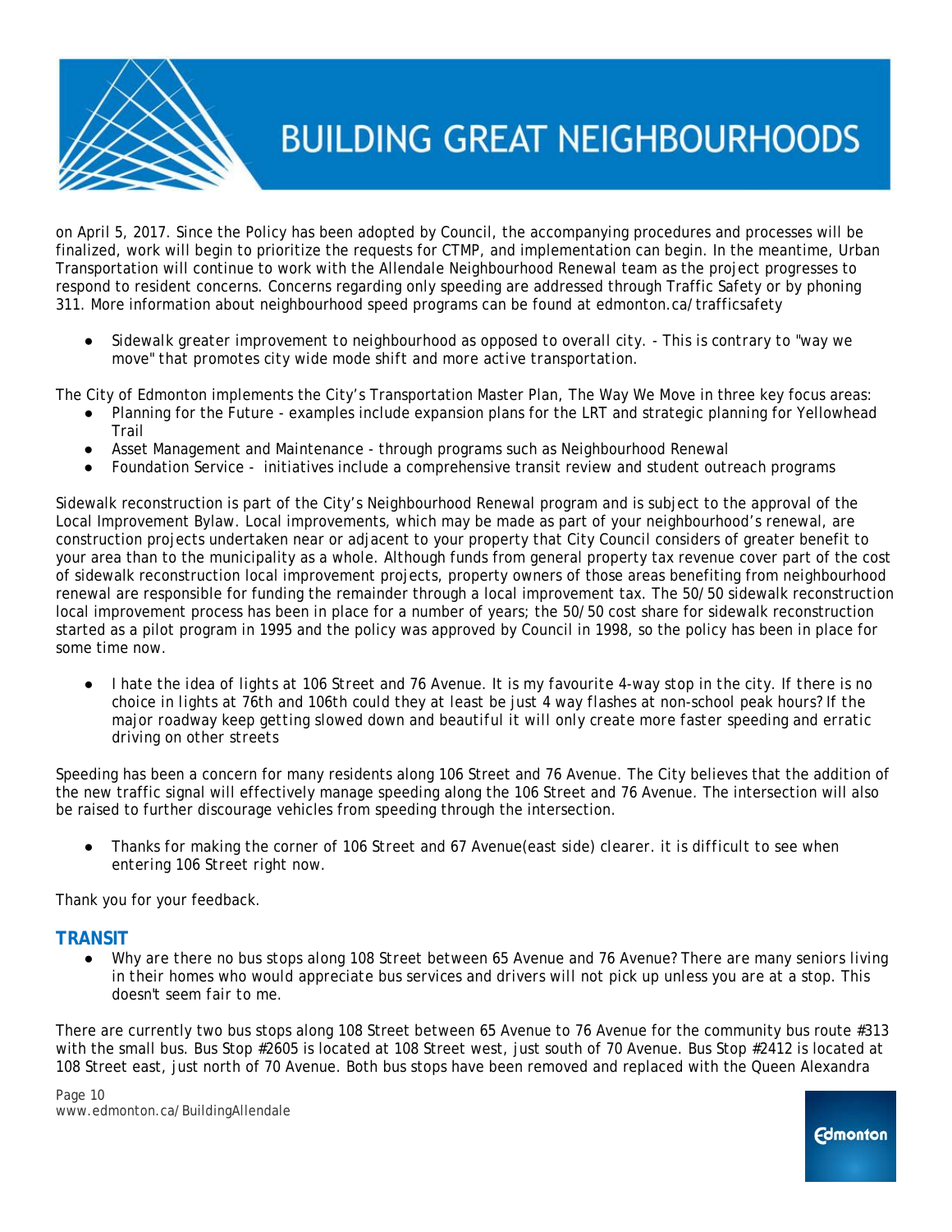on April 5, 2017. Since the Policy has been adopted by Council, the accompanying procedures and processes will be finalized, work will begin to prioritize the requests for CTMP, and implementation can begin. In the meantime, Urban Transportation will continue to work with the Allendale Neighbourhood Renewal team as the project progresses to respond to resident concerns. Concerns regarding only speeding are addressed through Traffic Safety or by phoning 311. More information about neighbourhood speed programs can be found at edmonton.ca/trafficsafety

- *Sidewalk greater improvement to neighbourhood as opposed to overall city. - This is contrary to "way we move" that promotes city wide mode shift and more active transportation.*

The City of Edmonton implements the City's Transportation Master Plan, The Way We Move in three key focus areas:

- Planning for the Future - examples include expansion plans for the LRT and strategic planning for Yellowhead Trail
- Asset Management and Maintenance - through programs such as Neighbourhood Renewal
- Foundation Service - initiatives include a comprehensive transit review and student outreach programs

Sidewalk reconstruction is part of the City's Neighbourhood Renewal program and is subject to the approval of the Local Improvement Bylaw. Local improvements, which may be made as part of your neighbourhood's renewal, are construction projects undertaken near or adjacent to your property that City Council considers of greater benefit to your area than to the municipality as a whole. Although funds from general property tax revenue cover part of the cost of sidewalk reconstruction local improvement projects, property owners of those areas benefiting from neighbourhood renewal are responsible for funding the remainder through a local improvement tax. The 50/50 sidewalk reconstruction local improvement process has been in place for a number of years; the 50/50 cost share for sidewalk reconstruction started as a pilot program in 1995 and the policy was approved by Council in 1998, so the policy has been in place for some time now.

- *I hate the idea of lights at 106 Street and 76 Avenue. It is my favourite 4-way stop in the city. If there is no choice in lights at 76th and 106th could they at least be just 4 way flashes at non-school peak hours? If the major roadway keep getting slowed down and beautiful it will only create more faster speeding and erratic driving on other streets*

Speeding has been a concern for many residents along 106 Street and 76 Avenue. The City believes that the addition of the new traffic signal will effectively manage speeding along the 106 Street and 76 Avenue. The intersection will also be raised to further discourage vehicles from speeding through the intersection.

- *Thanks for making the corner of 106 Street and 67 Avenue(east side) clearer. it is difficult to see when entering 106 Street right now.*

Thank you for your feedback.

## TRANSIT

- *Why are there no bus stops along 108 Street between 65 Avenue and 76 Avenue? There are many seniors living in their homes who would appreciate bus services and drivers will not pick up unless you are at a stop. This doesn't seem fair to me.*

There are currently two bus stops along 108 Street between 65 Avenue to 76 Avenue for the community bus route #313 with the small bus. Bus Stop #2605 is located at 108 Street west, just south of 70 Avenue. Bus Stop #2412 is located at 108 Street east, just north of 70 Avenue. Both bus stops have been removed and replaced with the Queen Alexandra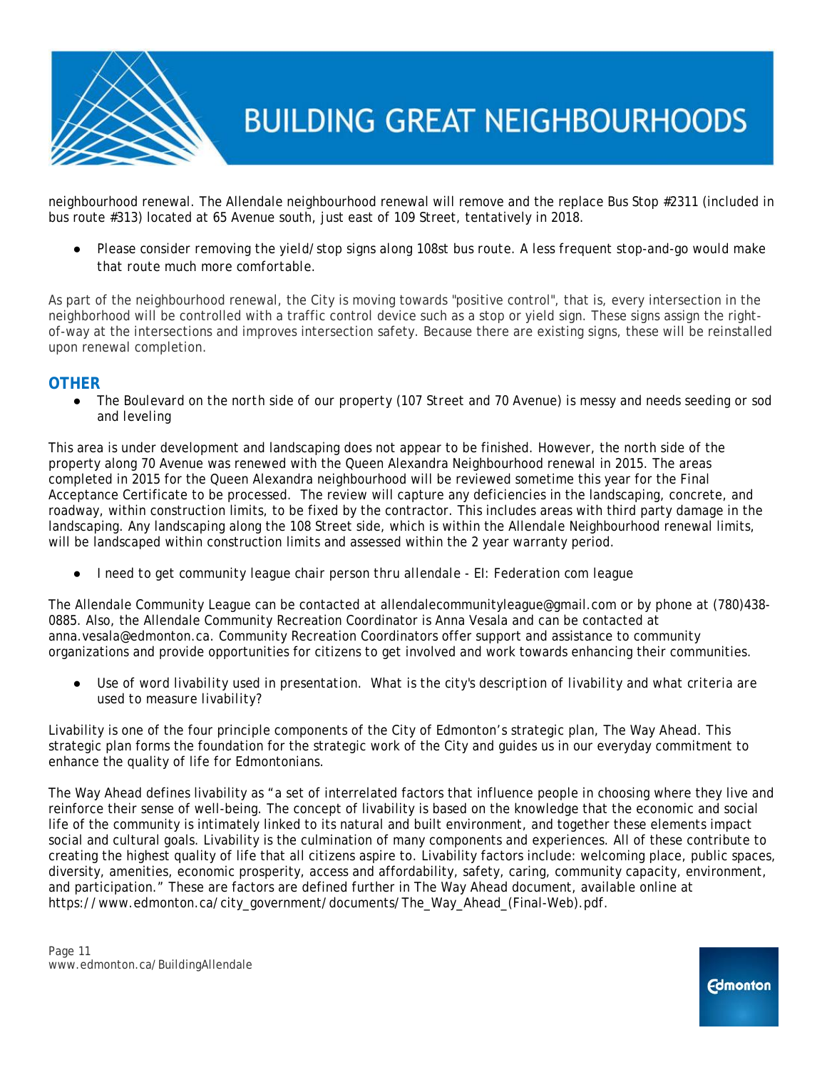neighbourhood renewal. The Allendale neighbourhood renewal will remove and the replace Bus Stop #2311 (included in bus route #313) located at 65 Avenue south, just east of 109 Street, tentatively in 2018.

- Please consider removing the yield/stop signs along 108st bus route. A less frequent stop-and-go would make that route much more comfortable.

As part of the neighbourhood renewal, the City is moving towards "positive control", that is, every intersection in the neighborhood will be controlled with a traffic control device such as a stop or yield sign. These signs assign the right-of-way at the intersections and improves intersection safety. Because there are existing signs, these will be reinstalled upon renewal completion.

## OTHER

- The Boulevard on the north side of our property (107 Street and 70 Avenue) is messy and needs seeding or sod and leveling

This area is under development and landscaping does not appear to be finished. However, the north side of the property along 70 Avenue was renewed with the Queen Alexandra Neighbourhood renewal in 2015. The areas completed in 2015 for the Queen Alexandra neighbourhood will be reviewed sometime this year for the Final Acceptance Certificate to be processed. The review will capture any deficiencies in the landscaping, concrete, and roadway, within construction limits, to be fixed by the contractor. This includes areas with third party damage in the landscaping. Any landscaping along the 108 Street side, which is within the Allendale Neighbourhood renewal limits, will be landscaped within construction limits and assessed within the 2 year warranty period.

- I need to get community league chair person thru allendale - EI: Federation com league

The Allendale Community League can be contacted at allendalecommunityleague@gmail.com or by phone at (780)438-0885. Also, the Allendale Community Recreation Coordinator is Anna Vesala and can be contacted at anna.vesala@edmonton.ca. Community Recreation Coordinators offer support and assistance to community organizations and provide opportunities for citizens to get involved and work towards enhancing their communities.

- Use of word livability used in presentation. What is the city's description of livability and what criteria are used to measure livability?

Livability is one of the four principle components of the City of Edmonton's strategic plan, The Way Ahead. This strategic plan forms the foundation for the strategic work of the City and guides us in our everyday commitment to enhance the quality of life for Edmontonians.

The Way Ahead defines livability as "a set of interrelated factors that influence people in choosing where they live and reinforce their sense of well-being. The concept of livability is based on the knowledge that the economic and social life of the community is intimately linked to its natural and built environment, and together these elements impact social and cultural goals. Livability is the culmination of many components and experiences. All of these contribute to creating the highest quality of life that all citizens aspire to. Livability factors include: welcoming place, public spaces, diversity, amenities, economic prosperity, access and affordability, safety, caring, community capacity, environment, and participation." These are factors are defined further in The Way Ahead document, available online at https://www.edmonton.ca/city_government/documents/The_Way_Ahead_(Final-Web).pdf.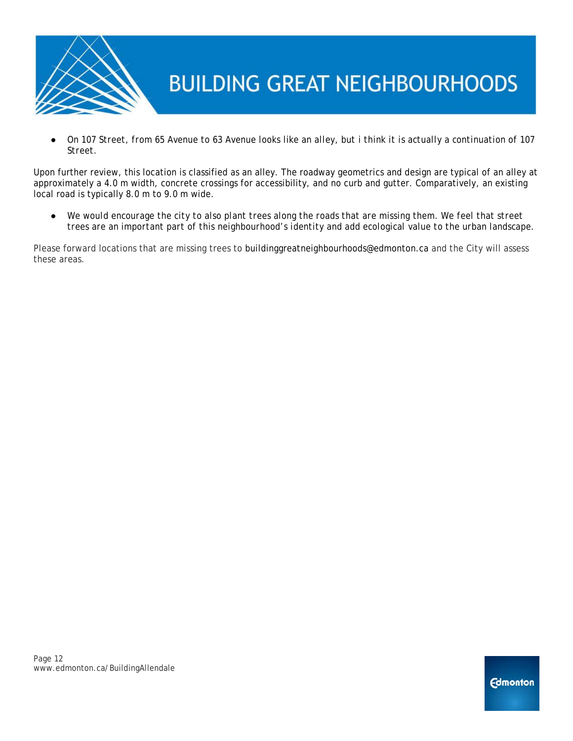- *On 107 Street, from 65 Avenue to 63 Avenue looks like an alley, but i think it is actually a continuation of 107 Street.*

Upon further review, this location is classified as an alley. The roadway geometrics and design are typical of an alley at approximately a 4.0 m width, concrete crossings for accessibility, and no curb and gutter. Comparatively, an existing local road is typically 8.0 m to 9.0 m wide.

- *We would encourage the city to also plant trees along the roads that are missing them. We feel that street trees are an important part of this neighbourhood's identity and add ecological value to the urban landscape.*

Please forward locations that are missing trees to buildinggreatneighbourhoods@edmonton.ca and the City will assess these areas.